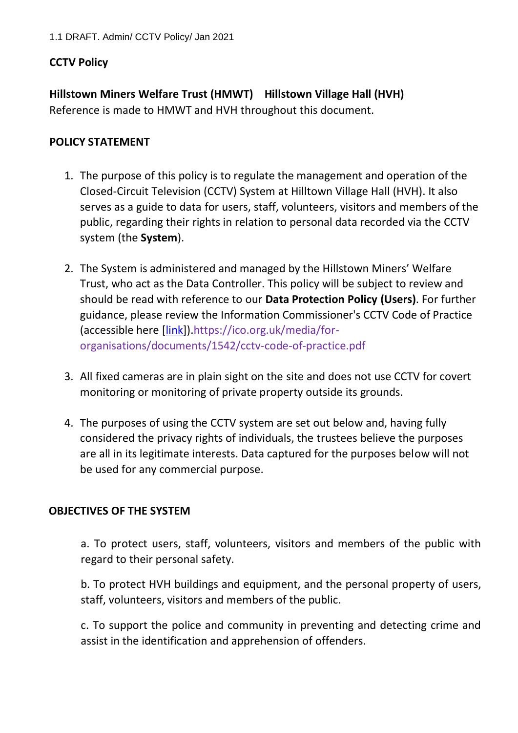1.1 DRAFT. Admin/ CCTV Policy/ Jan 2021

**CCTV Policy**

**Hillstown Miners Welfare Trust (HMWT) Hillstown Village Hall (HVH)**
Reference is made to HMWT and HVH throughout this document.

**POLICY STATEMENT**

1. The purpose of this policy is to regulate the management and operation of the Closed-Circuit Television (CCTV) System at Hilltown Village Hall (HVH). It also serves as a guide to data for users, staff, volunteers, visitors and members of the public, regarding their rights in relation to personal data recorded via the CCTV system (the **System**).

2. The System is administered and managed by the Hillstown Miners' Welfare Trust, who act as the Data Controller. This policy will be subject to review and should be read with reference to our **Data Protection Policy (Users)**. For further guidance, please review the Information Commissioner's CCTV Code of Practice (accessible here [link]).https://ico.org.uk/media/for-organisations/documents/1542/cctv-code-of-practice.pdf

3. All fixed cameras are in plain sight on the site and does not use CCTV for covert monitoring or monitoring of private property outside its grounds.

4. The purposes of using the CCTV system are set out below and, having fully considered the privacy rights of individuals, the trustees believe the purposes are all in its legitimate interests. Data captured for the purposes below will not be used for any commercial purpose.

**OBJECTIVES OF THE SYSTEM**

a. To protect users, staff, volunteers, visitors and members of the public with regard to their personal safety.

b. To protect HVH buildings and equipment, and the personal property of users, staff, volunteers, visitors and members of the public.

c. To support the police and community in preventing and detecting crime and assist in the identification and apprehension of offenders.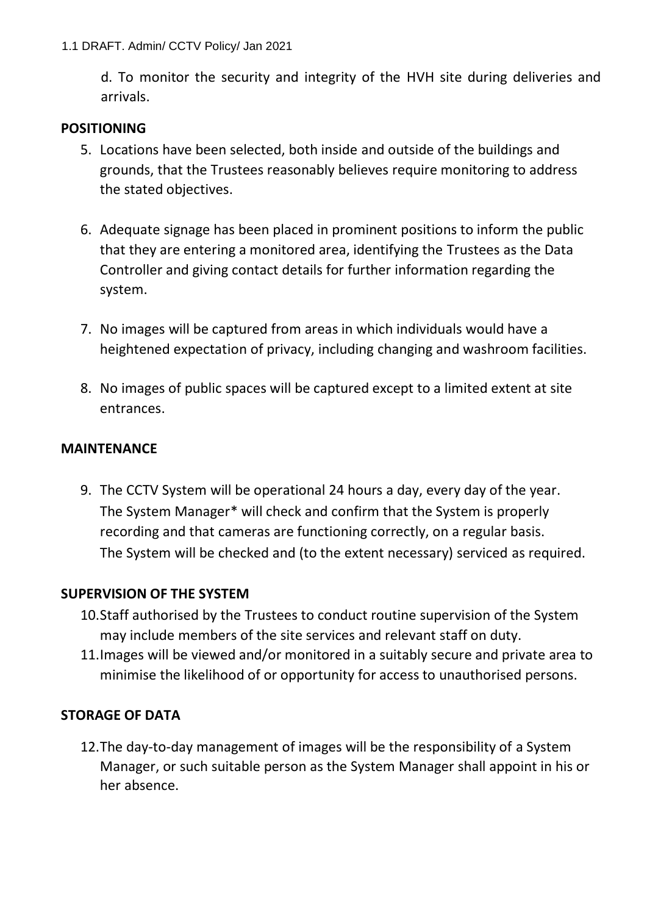d. To monitor the security and integrity of the HVH site during deliveries and arrivals.

**POSITIONING**

5. Locations have been selected, both inside and outside of the buildings and grounds, that the Trustees reasonably believes require monitoring to address the stated objectives.

6. Adequate signage has been placed in prominent positions to inform the public that they are entering a monitored area, identifying the Trustees as the Data Controller and giving contact details for further information regarding the system.

7. No images will be captured from areas in which individuals would have a heightened expectation of privacy, including changing and washroom facilities.

8. No images of public spaces will be captured except to a limited extent at site entrances.

**MAINTENANCE**

9. The CCTV System will be operational 24 hours a day, every day of the year. The System Manager* will check and confirm that the System is properly recording and that cameras are functioning correctly, on a regular basis. The System will be checked and (to the extent necessary) serviced as required.

**SUPERVISION OF THE SYSTEM**

10. Staff authorised by the Trustees to conduct routine supervision of the System may include members of the site services and relevant staff on duty.
11. Images will be viewed and/or monitored in a suitably secure and private area to minimise the likelihood of or opportunity for access to unauthorised persons.

**STORAGE OF DATA**

12. The day-to-day management of images will be the responsibility of a System Manager, or such suitable person as the System Manager shall appoint in his or her absence.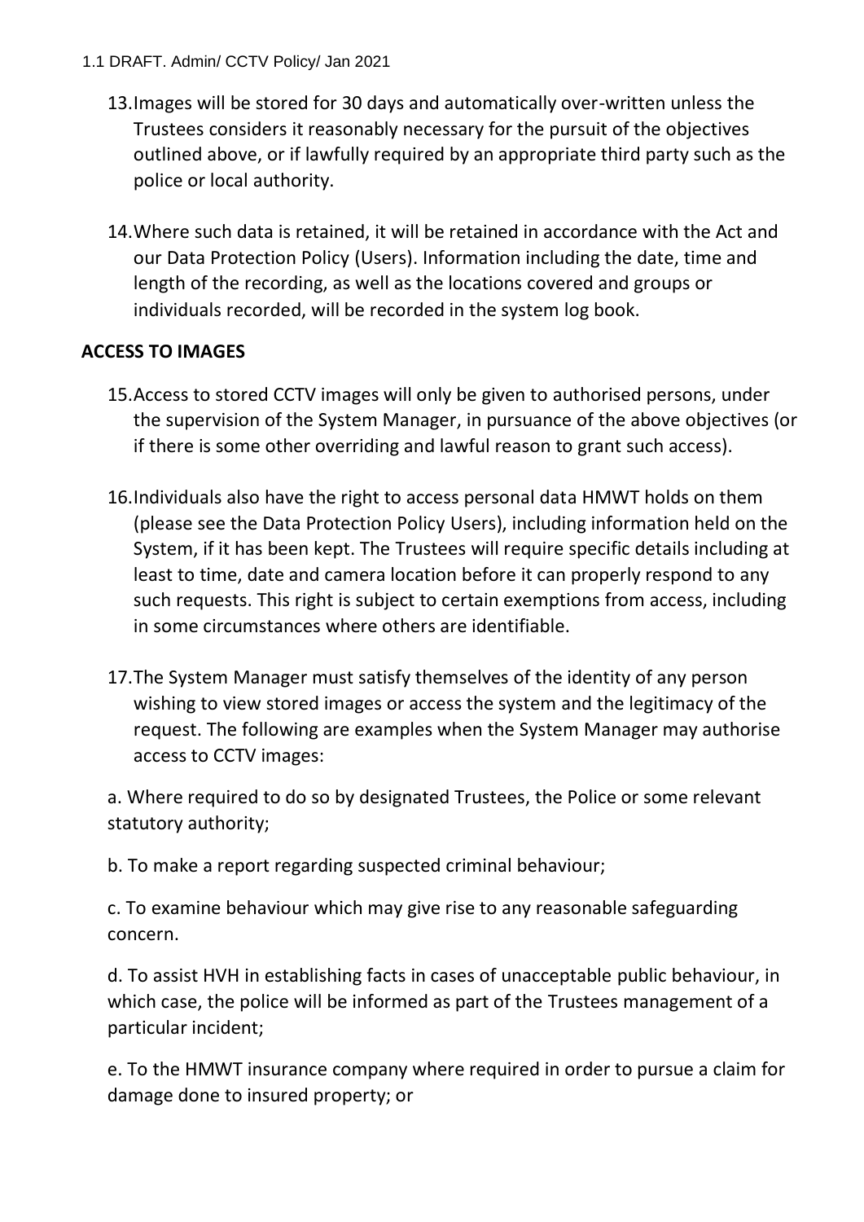13. Images will be stored for 30 days and automatically over-written unless the Trustees considers it reasonably necessary for the pursuit of the objectives outlined above, or if lawfully required by an appropriate third party such as the police or local authority.

14. Where such data is retained, it will be retained in accordance with the Act and our Data Protection Policy (Users). Information including the date, time and length of the recording, as well as the locations covered and groups or individuals recorded, will be recorded in the system log book.

**ACCESS TO IMAGES**

15. Access to stored CCTV images will only be given to authorised persons, under the supervision of the System Manager, in pursuance of the above objectives (or if there is some other overriding and lawful reason to grant such access).

16. Individuals also have the right to access personal data HMWT holds on them (please see the Data Protection Policy Users), including information held on the System, if it has been kept. The Trustees will require specific details including at least to time, date and camera location before it can properly respond to any such requests. This right is subject to certain exemptions from access, including in some circumstances where others are identifiable.

17. The System Manager must satisfy themselves of the identity of any person wishing to view stored images or access the system and the legitimacy of the request. The following are examples when the System Manager may authorise access to CCTV images:

a. Where required to do so by designated Trustees, the Police or some relevant statutory authority;

b. To make a report regarding suspected criminal behaviour;

c. To examine behaviour which may give rise to any reasonable safeguarding concern.

d. To assist HVH in establishing facts in cases of unacceptable public behaviour, in which case, the police will be informed as part of the Trustees management of a particular incident;

e. To the HMWT insurance company where required in order to pursue a claim for damage done to insured property; or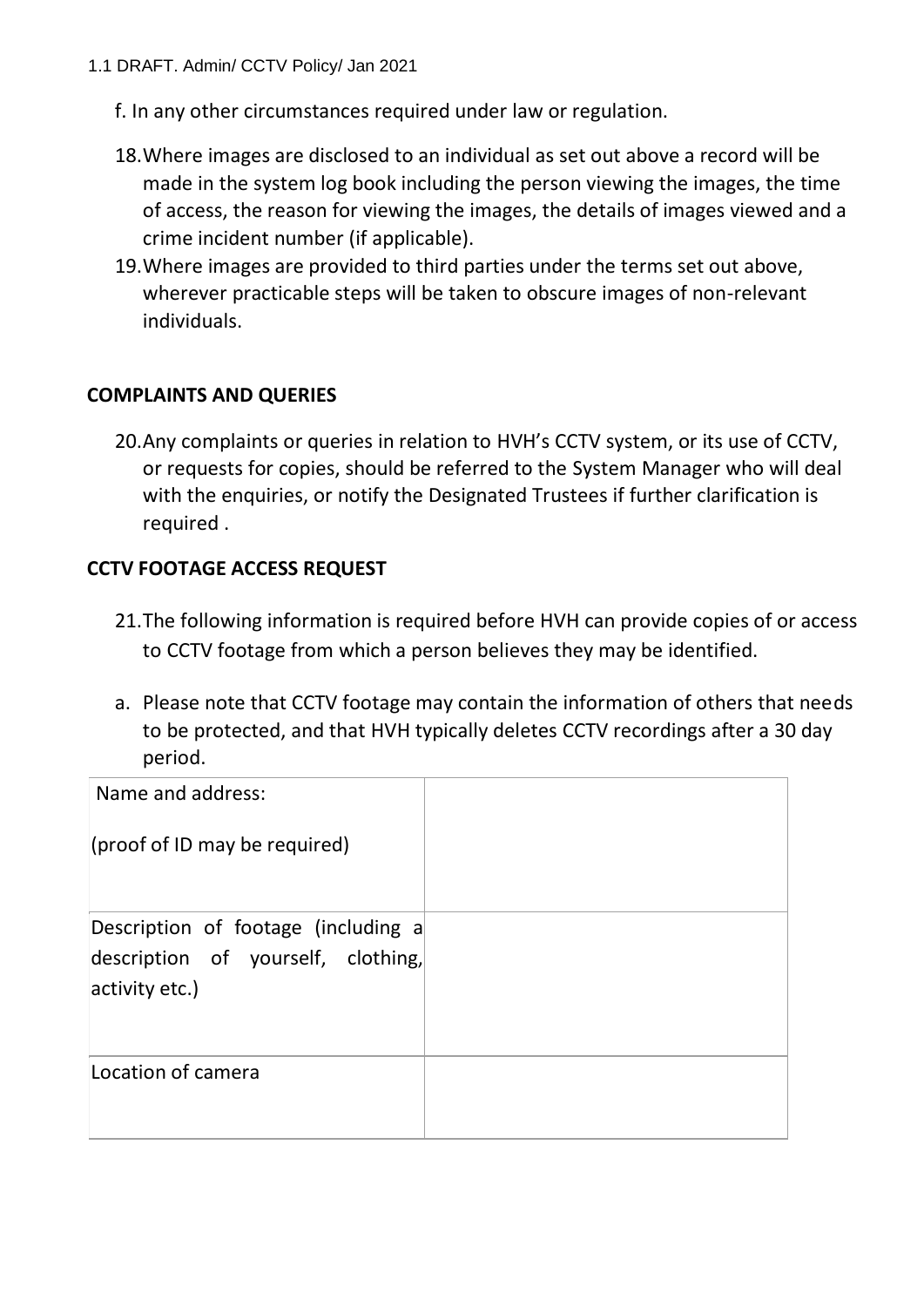f. In any other circumstances required under law or regulation.

18. Where images are disclosed to an individual as set out above a record will be made in the system log book including the person viewing the images, the time of access, the reason for viewing the images, the details of images viewed and a crime incident number (if applicable).
19. Where images are provided to third parties under the terms set out above, wherever practicable steps will be taken to obscure images of non-relevant individuals.

## COMPLAINTS AND QUERIES

20. Any complaints or queries in relation to HVH's CCTV system, or its use of CCTV, or requests for copies, should be referred to the System Manager who will deal with the enquiries, or notify the Designated Trustees if further clarification is required .

## CCTV FOOTAGE ACCESS REQUEST

21. The following information is required before HVH can provide copies of or access to CCTV footage from which a person believes they may be identified.

a. Please note that CCTV footage may contain the information of others that needs to be protected, and that HVH typically deletes CCTV recordings after a 30 day period.

| | |
|---|---|
| Name and address:<br><br>(proof of ID may be required) | |
| Description of footage (including a description of yourself, clothing, activity etc.) | |
| Location of camera | |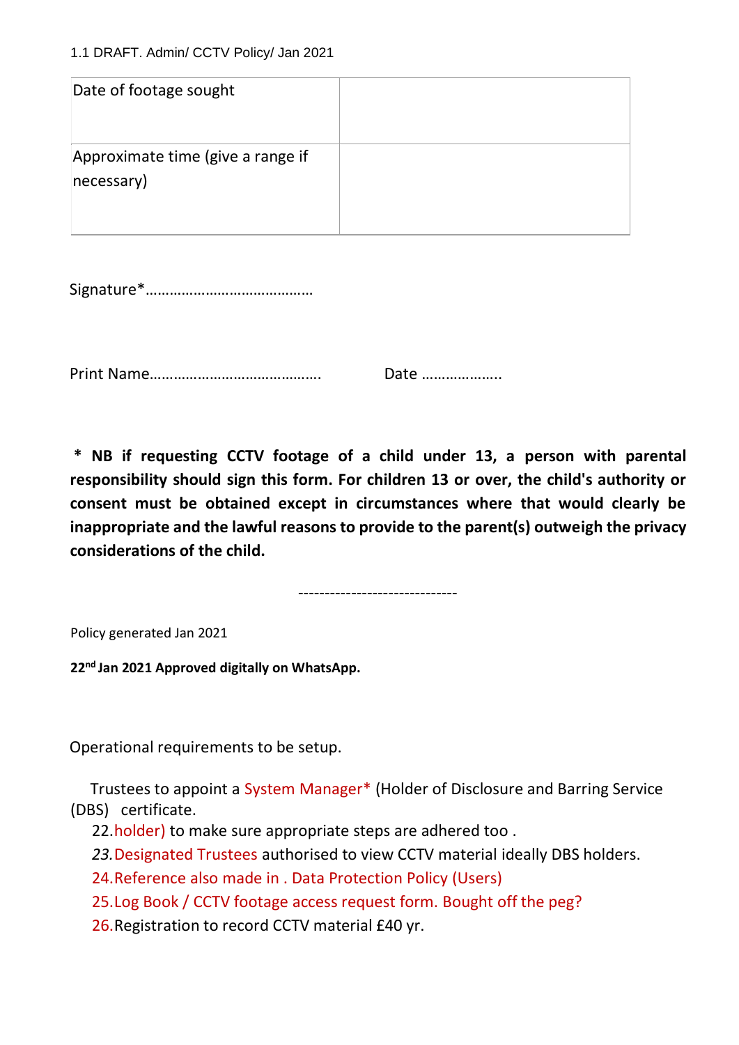| Date of footage sought | |
|---|---|
| Approximate time (give a range if necessary) | |

Signature*……………………………………

Print Name……………………………………. Date ………………..

**\* NB if requesting CCTV footage of a child under 13, a person with parental responsibility should sign this form. For children 13 or over, the child's authority or consent must be obtained except in circumstances where that would clearly be inappropriate and the lawful reasons to provide to the parent(s) outweigh the privacy considerations of the child.**

------------------------------

Policy generated Jan 2021

**22nd Jan 2021 Approved digitally on WhatsApp.**

Operational requirements to be setup.

Trustees to appoint a System Manager* (Holder of Disclosure and Barring Service (DBS) certificate.

22. holder) to make sure appropriate steps are adhered too .
23. Designated Trustees authorised to view CCTV material ideally DBS holders.
24. Reference also made in . Data Protection Policy (Users)
25. Log Book / CCTV footage access request form. Bought off the peg?
26. Registration to record CCTV material £40 yr.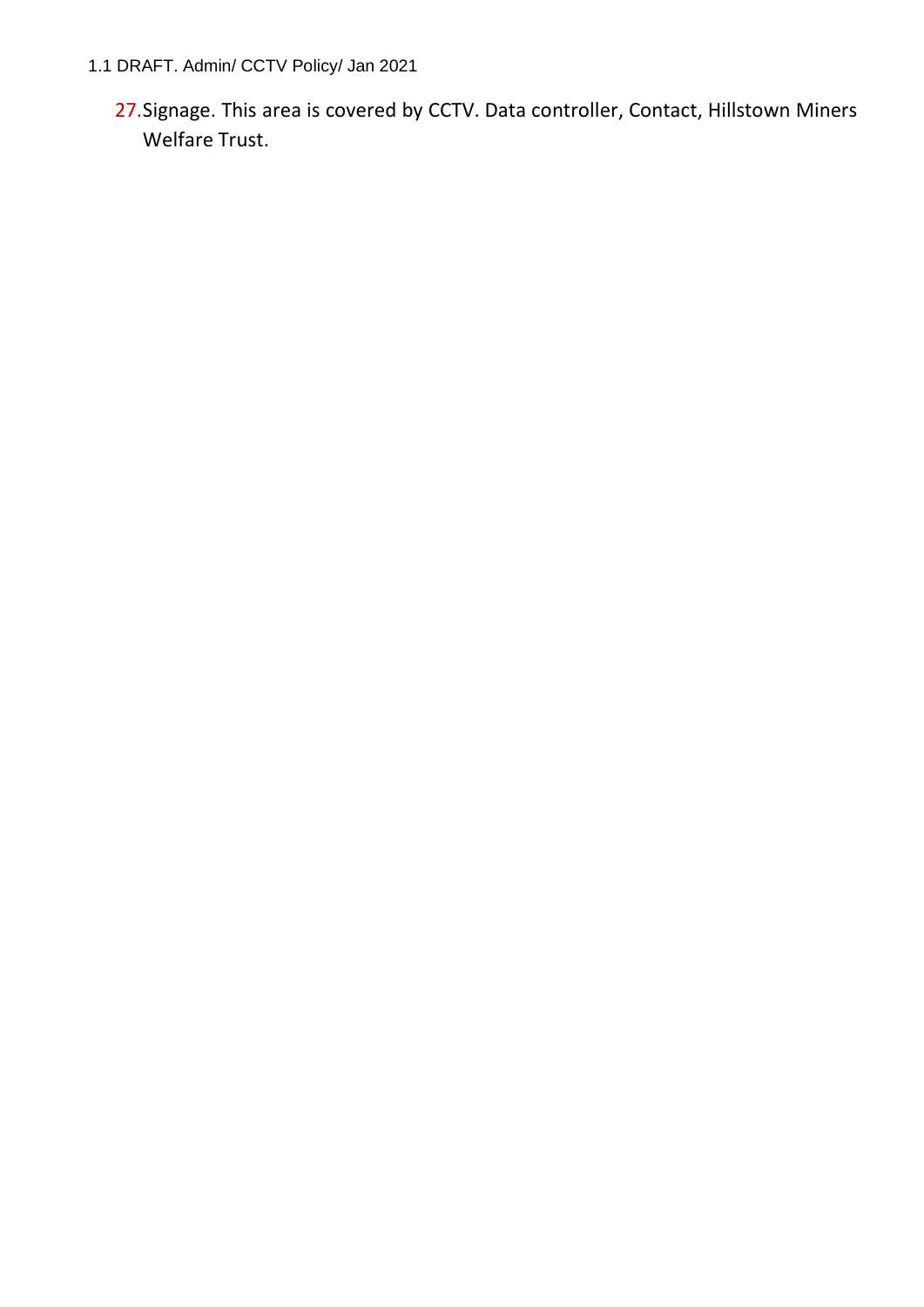27. Signage. This area is covered by CCTV. Data controller, Contact, Hillstown Miners Welfare Trust.